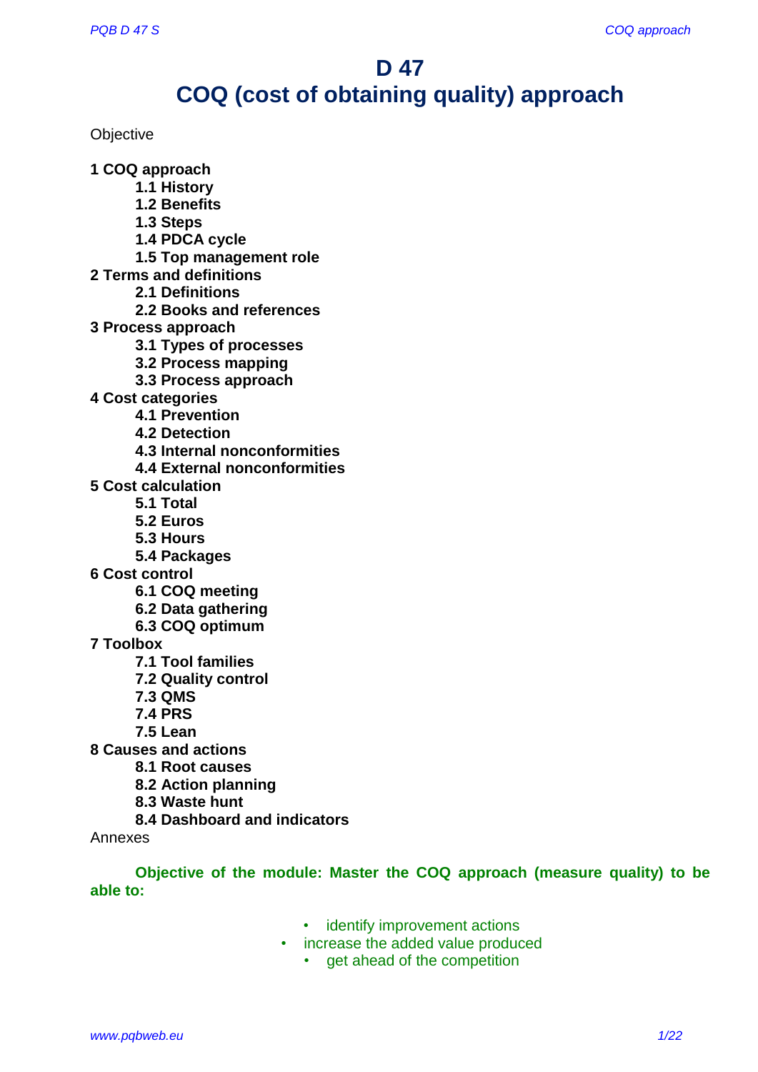# D 47
# COQ (cost of obtaining quality) approach

Objective

**1 COQ approach**
- **1.1 History**
- **1.2 Benefits**
- **1.3 Steps**
- **1.4 PDCA cycle**
- **1.5 Top management role**

**2 Terms and definitions**
- **2.1 Definitions**
- **2.2 Books and references**

**3 Process approach**
- **3.1 Types of processes**
- **3.2 Process mapping**
- **3.3 Process approach**

**4 Cost categories**
- **4.1 Prevention**
- **4.2 Detection**
- **4.3 Internal nonconformities**
- **4.4 External nonconformities**

**5 Cost calculation**
- **5.1 Total**
- **5.2 Euros**
- **5.3 Hours**
- **5.4 Packages**

**6 Cost control**
- **6.1 COQ meeting**
- **6.2 Data gathering**
- **6.3 COQ optimum**

**7 Toolbox**
- **7.1 Tool families**
- **7.2 Quality control**
- **7.3 QMS**
- **7.4 PRS**
- **7.5 Lean**

**8 Causes and actions**
- **8.1 Root causes**
- **8.2 Action planning**
- **8.3 Waste hunt**
- **8.4 Dashboard and indicators**

Annexes

**Objective of the module: Master the COQ approach (measure quality) to be able to:**

- identify improvement actions
- increase the added value produced
- get ahead of the competition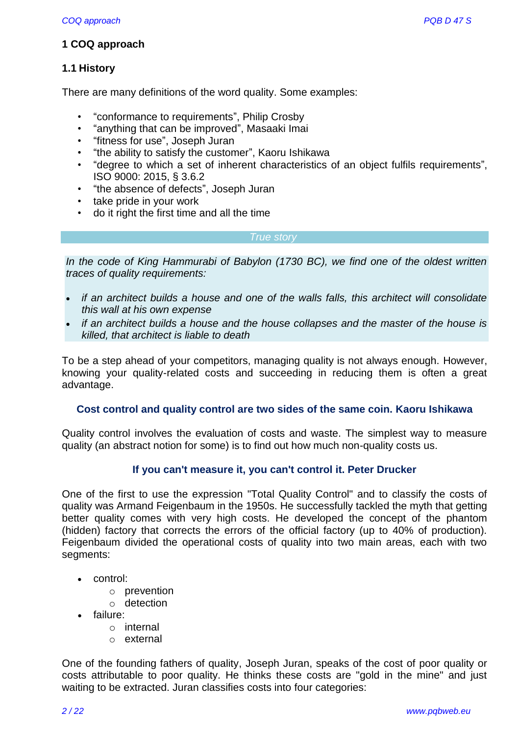# 1 COQ approach

## 1.1 History

There are many definitions of the word quality. Some examples:

- “conformance to requirements”, Philip Crosby
- “anything that can be improved”, Masaaki Imai
- “fitness for use”, Joseph Juran
- “the ability to satisfy the customer”, Kaoru Ishikawa
- “degree to which a set of inherent characteristics of an object fulfils requirements”, ISO 9000: 2015, § 3.6.2
- “the absence of defects”, Joseph Juran
- take pride in your work
- do it right the first time and all the time

*True story*

*In the code of King Hammurabi of Babylon (1730 BC), we find one of the oldest written traces of quality requirements:*

- *if an architect builds a house and one of the walls falls, this architect will consolidate this wall at his own expense*
- *if an architect builds a house and the house collapses and the master of the house is killed, that architect is liable to death*

To be a step ahead of your competitors, managing quality is not always enough. However, knowing your quality-related costs and succeeding in reducing them is often a great advantage.

**Cost control and quality control are two sides of the same coin. Kaoru Ishikawa**

Quality control involves the evaluation of costs and waste. The simplest way to measure quality (an abstract notion for some) is to find out how much non-quality costs us.

**If you can't measure it, you can't control it. Peter Drucker**

One of the first to use the expression "Total Quality Control" and to classify the costs of quality was Armand Feigenbaum in the 1950s. He successfully tackled the myth that getting better quality comes with very high costs. He developed the concept of the phantom (hidden) factory that corrects the errors of the official factory (up to 40% of production). Feigenbaum divided the operational costs of quality into two main areas, each with two segments:

- control:
  - prevention
  - detection
- failure:
  - internal
  - external

One of the founding fathers of quality, Joseph Juran, speaks of the cost of poor quality or costs attributable to poor quality. He thinks these costs are "gold in the mine" and just waiting to be extracted. Juran classifies costs into four categories: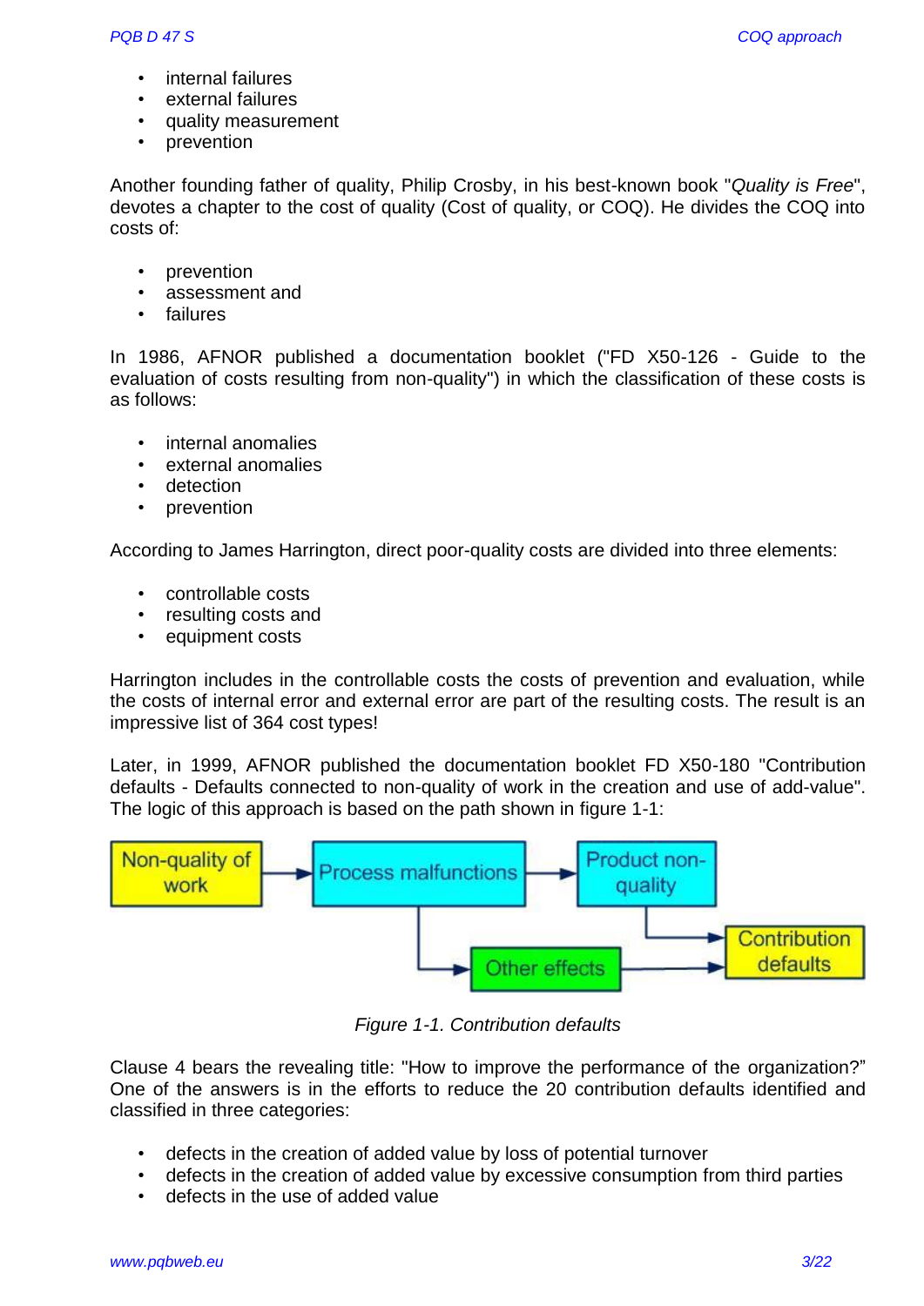- internal failures
- external failures
- quality measurement
- prevention

Another founding father of quality, Philip Crosby, in his best-known book "*Quality is Free*", devotes a chapter to the cost of quality (Cost of quality, or COQ). He divides the COQ into costs of:

- prevention
- assessment and
- failures

In 1986, AFNOR published a documentation booklet ("FD X50-126 - Guide to the evaluation of costs resulting from non-quality") in which the classification of these costs is as follows:

- internal anomalies
- external anomalies
- detection
- prevention

According to James Harrington, direct poor-quality costs are divided into three elements:

- controllable costs
- resulting costs and
- equipment costs

Harrington includes in the controllable costs the costs of prevention and evaluation, while the costs of internal error and external error are part of the resulting costs. The result is an impressive list of 364 cost types!

Later, in 1999, AFNOR published the documentation booklet FD X50-180 "Contribution defaults - Defaults connected to non-quality of work in the creation and use of add-value". The logic of this approach is based on the path shown in figure 1-1:

Non-quality of work → Process malfunctions → Product non-quality → Contribution defaults

Process malfunctions → Other effects → Contribution defaults

*Figure 1-1. Contribution defaults*

Clause 4 bears the revealing title: "How to improve the performance of the organization?" One of the answers is in the efforts to reduce the 20 contribution defaults identified and classified in three categories:

- defects in the creation of added value by loss of potential turnover
- defects in the creation of added value by excessive consumption from third parties
- defects in the use of added value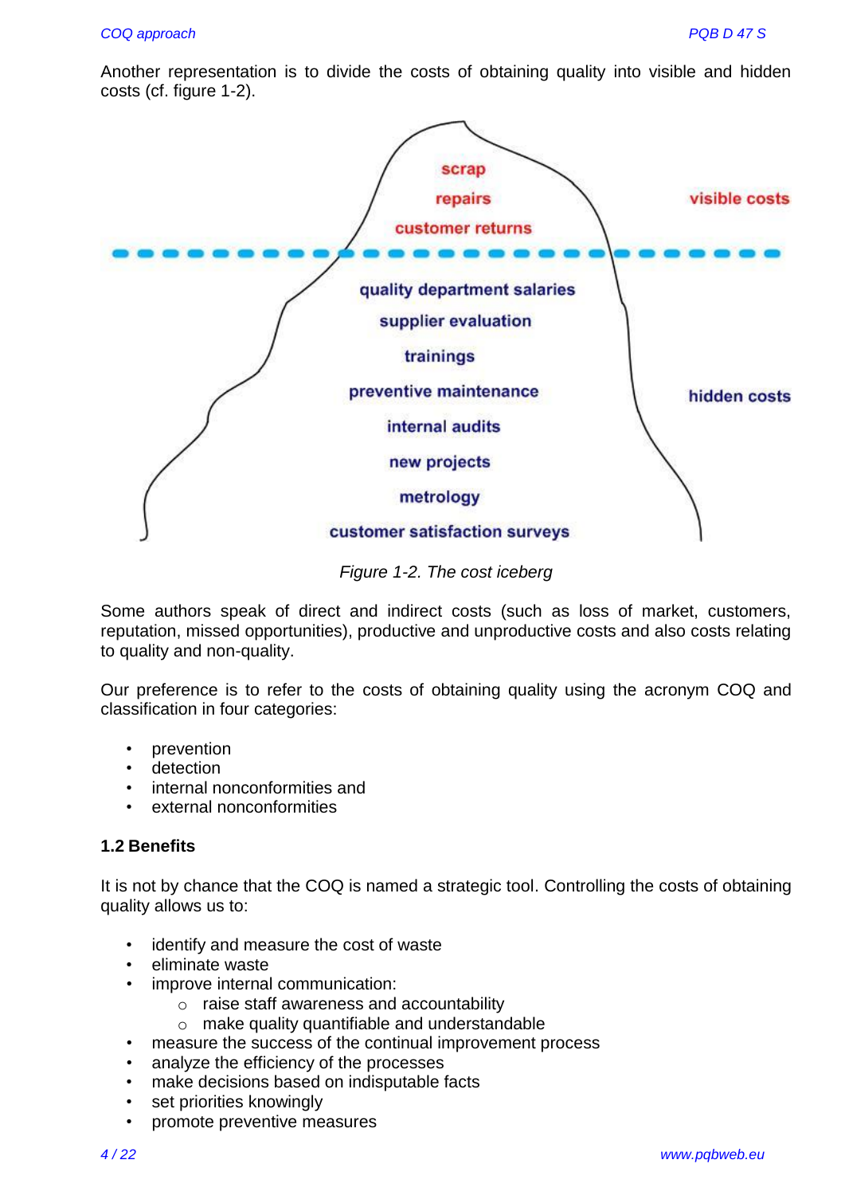Another representation is to divide the costs of obtaining quality into visible and hidden costs (cf. figure 1-2).

scrap
repairs
customer returns

visible costs

quality department salaries
supplier evaluation
trainings
preventive maintenance
internal audits
new projects
metrology
customer satisfaction surveys

hidden costs

*Figure 1-2. The cost iceberg*

Some authors speak of direct and indirect costs (such as loss of market, customers, reputation, missed opportunities), productive and unproductive costs and also costs relating to quality and non-quality.

Our preference is to refer to the costs of obtaining quality using the acronym COQ and classification in four categories:

- prevention
- detection
- internal nonconformities and
- external nonconformities

### 1.2 Benefits

It is not by chance that the COQ is named a strategic tool. Controlling the costs of obtaining quality allows us to:

- identify and measure the cost of waste
- eliminate waste
- improve internal communication:
  - raise staff awareness and accountability
  - make quality quantifiable and understandable
- measure the success of the continual improvement process
- analyze the efficiency of the processes
- make decisions based on indisputable facts
- set priorities knowingly
- promote preventive measures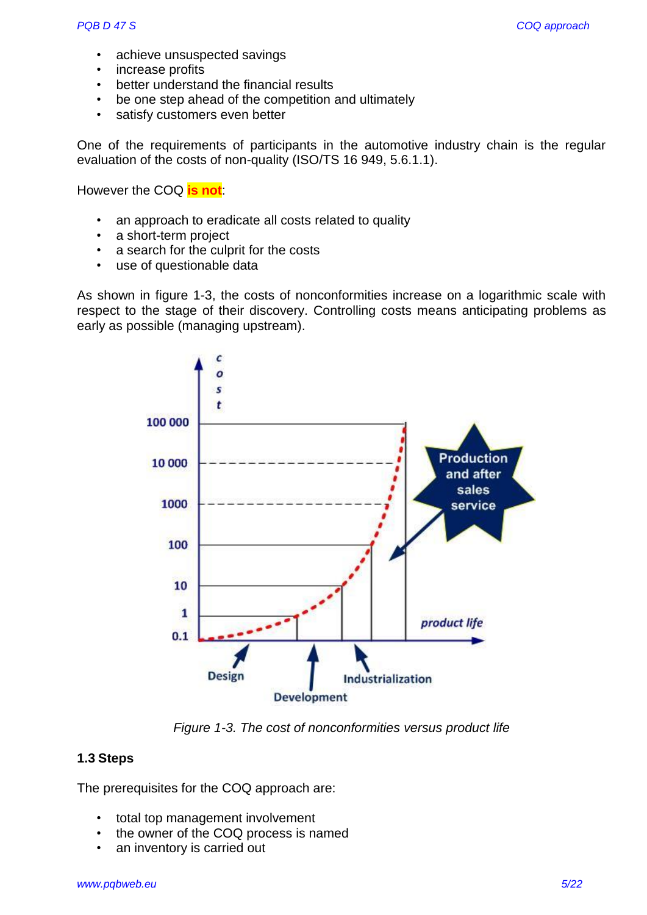- achieve unsuspected savings
- increase profits
- better understand the financial results
- be one step ahead of the competition and ultimately
- satisfy customers even better

One of the requirements of participants in the automotive industry chain is the regular evaluation of the costs of non-quality (ISO/TS 16 949, 5.6.1.1).

However the COQ **is not**:

- an approach to eradicate all costs related to quality
- a short-term project
- a search for the culprit for the costs
- use of questionable data

As shown in figure 1-3, the costs of nonconformities increase on a logarithmic scale with respect to the stage of their discovery. Controlling costs means anticipating problems as early as possible (managing upstream).

*Figure 1-3. The cost of nonconformities versus product life*

### 1.3 Steps

The prerequisites for the COQ approach are:

- total top management involvement
- the owner of the COQ process is named
- an inventory is carried out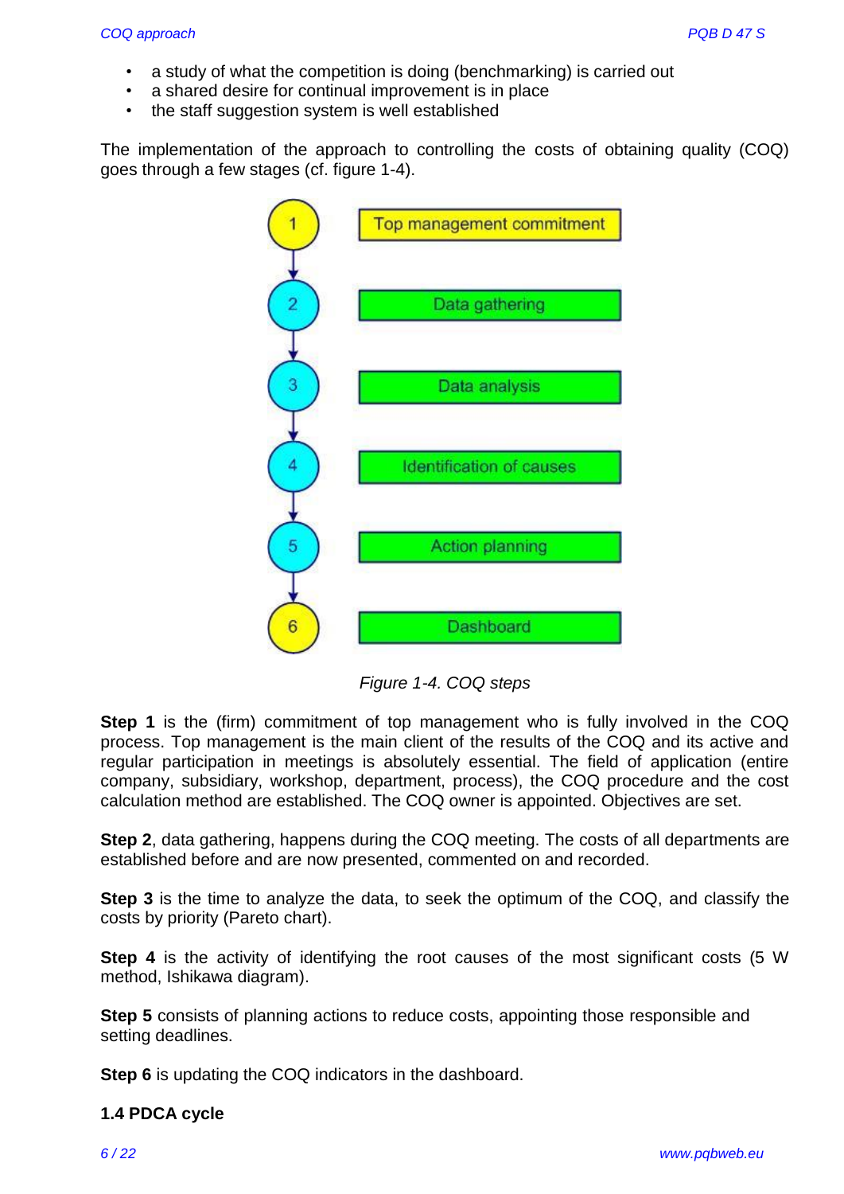- a study of what the competition is doing (benchmarking) is carried out
- a shared desire for continual improvement is in place
- the staff suggestion system is well established

The implementation of the approach to controlling the costs of obtaining quality (COQ) goes through a few stages (cf. figure 1-4).

1. Top management commitment
2. Data gathering
3. Data analysis
4. Identification of causes
5. Action planning
6. Dashboard

*Figure 1-4. COQ steps*

**Step 1** is the (firm) commitment of top management who is fully involved in the COQ process. Top management is the main client of the results of the COQ and its active and regular participation in meetings is absolutely essential. The field of application (entire company, subsidiary, workshop, department, process), the COQ procedure and the cost calculation method are established. The COQ owner is appointed. Objectives are set.

**Step 2**, data gathering, happens during the COQ meeting. The costs of all departments are established before and are now presented, commented on and recorded.

**Step 3** is the time to analyze the data, to seek the optimum of the COQ, and classify the costs by priority (Pareto chart).

**Step 4** is the activity of identifying the root causes of the most significant costs (5 W method, Ishikawa diagram).

**Step 5** consists of planning actions to reduce costs, appointing those responsible and setting deadlines.

**Step 6** is updating the COQ indicators in the dashboard.

### 1.4 PDCA cycle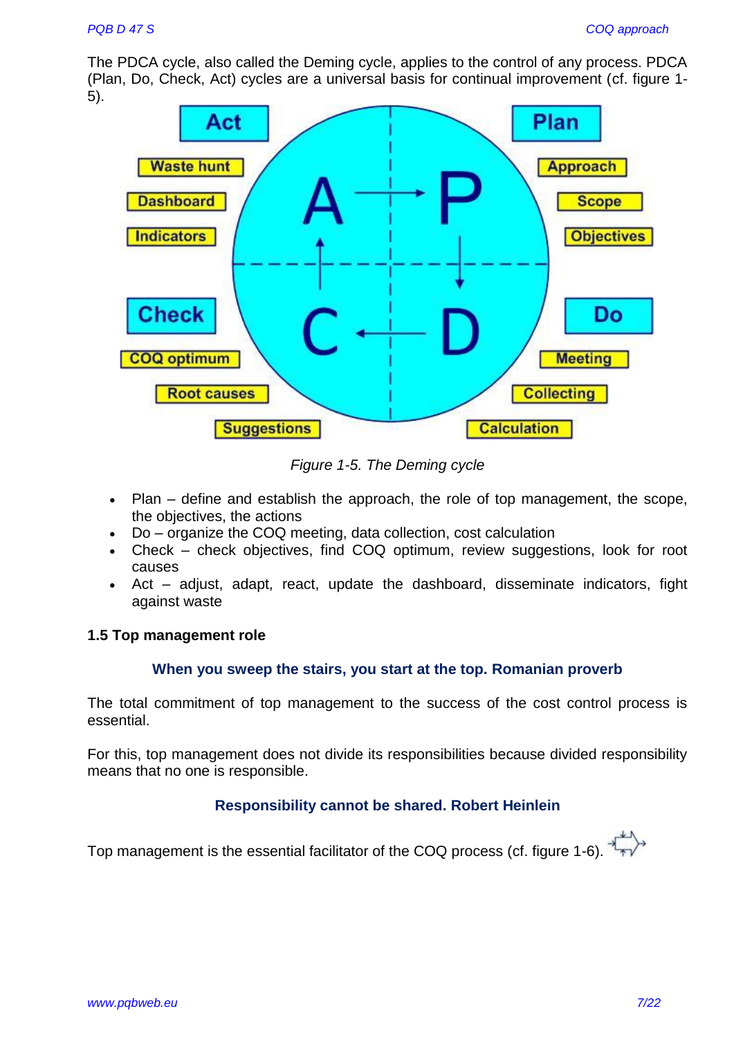The PDCA cycle, also called the Deming cycle, applies to the control of any process. PDCA (Plan, Do, Check, Act) cycles are a universal basis for continual improvement (cf. figure 1-5).

*Figure 1-5. The Deming cycle*

- Plan – define and establish the approach, the role of top management, the scope, the objectives, the actions
- Do – organize the COQ meeting, data collection, cost calculation
- Check – check objectives, find COQ optimum, review suggestions, look for root causes
- Act – adjust, adapt, react, update the dashboard, disseminate indicators, fight against waste

### 1.5 Top management role

**When you sweep the stairs, you start at the top. Romanian proverb**

The total commitment of top management to the success of the cost control process is essential.

For this, top management does not divide its responsibilities because divided responsibility means that no one is responsible.

**Responsibility cannot be shared. Robert Heinlein**

Top management is the essential facilitator of the COQ process (cf. figure 1-6).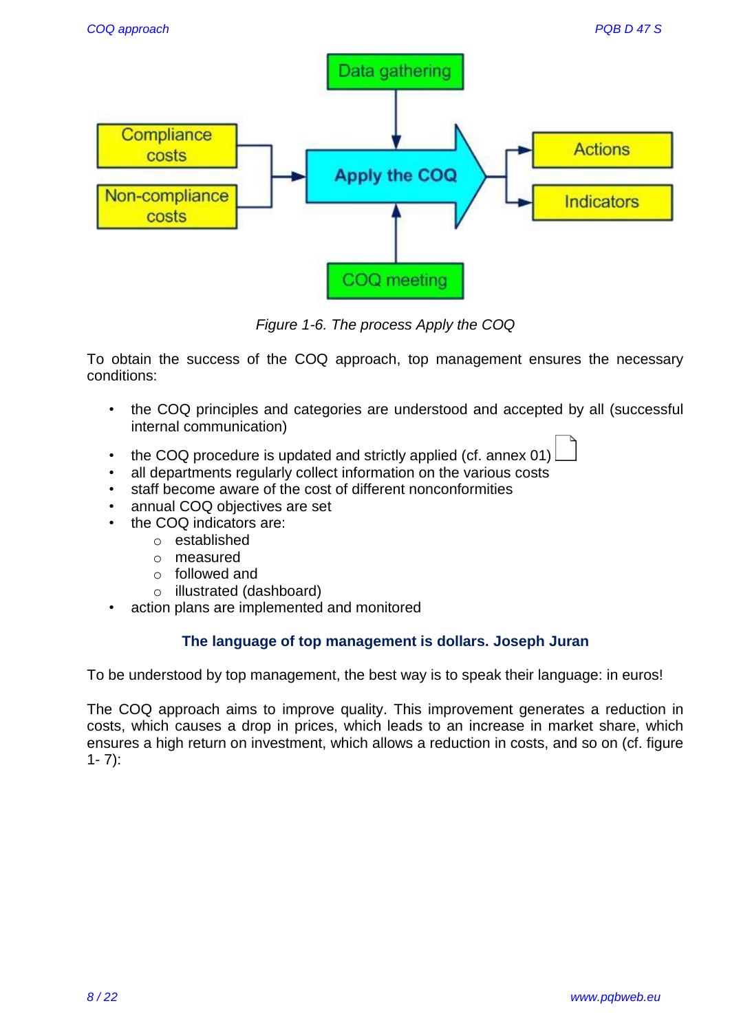Data gathering

Compliance costs

Non-compliance costs

Apply the COQ

Actions

Indicators

COQ meeting

*Figure 1-6. The process Apply the COQ*

To obtain the success of the COQ approach, top management ensures the necessary conditions:

- the COQ principles and categories are understood and accepted by all (successful internal communication)
- the COQ procedure is updated and strictly applied (cf. annex 01)
- all departments regularly collect information on the various costs
- staff become aware of the cost of different nonconformities
- annual COQ objectives are set
- the COQ indicators are:
  - established
  - measured
  - followed and
  - illustrated (dashboard)
- action plans are implemented and monitored

**The language of top management is dollars. Joseph Juran**

To be understood by top management, the best way is to speak their language: in euros!

The COQ approach aims to improve quality. This improvement generates a reduction in costs, which causes a drop in prices, which leads to an increase in market share, which ensures a high return on investment, which allows a reduction in costs, and so on (cf. figure 1- 7):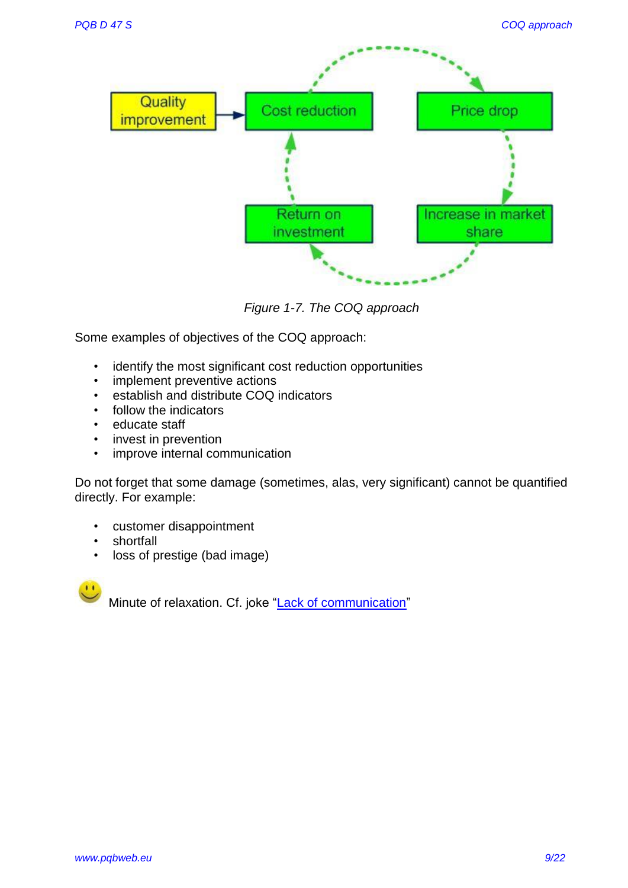Quality improvement → Cost reduction → Price drop → Increase in market share → Return on investment → Cost reduction

*Figure 1-7. The COQ approach*

Some examples of objectives of the COQ approach:

- identify the most significant cost reduction opportunities
- implement preventive actions
- establish and distribute COQ indicators
- follow the indicators
- educate staff
- invest in prevention
- improve internal communication

Do not forget that some damage (sometimes, alas, very significant) cannot be quantified directly. For example:

- customer disappointment
- shortfall
- loss of prestige (bad image)

Minute of relaxation. Cf. joke "Lack of communication"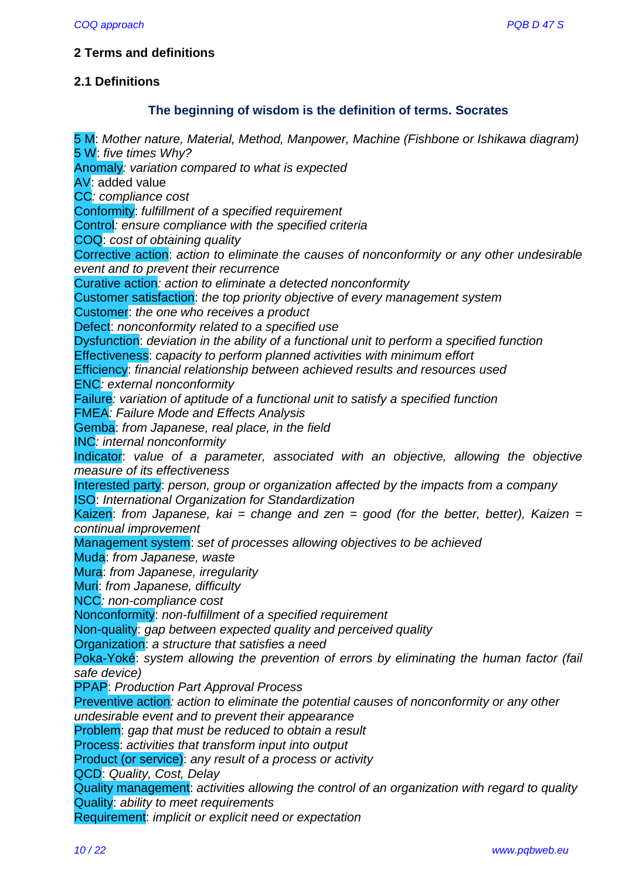## 2 Terms and definitions

### 2.1 Definitions

**The beginning of wisdom is the definition of terms. Socrates**

5 M: *Mother nature, Material, Method, Manpower, Machine (Fishbone or Ishikawa diagram)*
5 W: *five times Why?*
Anomaly*: variation compared to what is expected*
AV: added value
CC*: compliance cost*
Conformity: *fulfillment of a specified requirement*
Control*: ensure compliance with the specified criteria*
COQ: *cost of obtaining quality*
Corrective action: *action to eliminate the causes of nonconformity or any other undesirable event and to prevent their recurrence*
Curative action*: action to eliminate a detected nonconformity*
Customer satisfaction: *the top priority objective of every management system*
Customer: *the one who receives a product*
Defect: *nonconformity related to a specified use*
Dysfunction: *deviation in the ability of a functional unit to perform a specified function*
Effectiveness: *capacity to perform planned activities with minimum effort*
Efficiency: *financial relationship between achieved results and resources used*
ENC*: external nonconformity*
Failure*: variation of aptitude of a functional unit to satisfy a specified function*
FMEA*: Failure Mode and Effects Analysis*
Gemba: *from Japanese, real place, in the field*
INC*: internal nonconformity*
Indicator: *value of a parameter, associated with an objective, allowing the objective measure of its effectiveness*
Interested party: *person, group or organization affected by the impacts from a company*
ISO: *International Organization for Standardization*
Kaizen: *from Japanese, kai = change and zen = good (for the better, better), Kaizen = continual improvement*
Management system: *set of processes allowing objectives to be achieved*
Muda: *from Japanese, waste*
Mura: *from Japanese, irregularity*
Muri: *from Japanese, difficulty*
NCC*: non-compliance cost*
Nonconformity: *non-fulfillment of a specified requirement*
Non-quality: *gap between expected quality and perceived quality*
Organization: *a structure that satisfies a need*
Poka-Yoké: *system allowing the prevention of errors by eliminating the human factor (fail safe device)*
PPAP: *Production Part Approval Process*
Preventive action*: action to eliminate the potential causes of nonconformity or any other undesirable event and to prevent their appearance*
Problem: *gap that must be reduced to obtain a result*
Process: *activities that transform input into output*
Product (or service): *any result of a process or activity*
QCD: *Quality, Cost, Delay*
Quality management: *activities allowing the control of an organization with regard to quality*
Quality: *ability to meet requirements*
Requirement: *implicit or explicit need or expectation*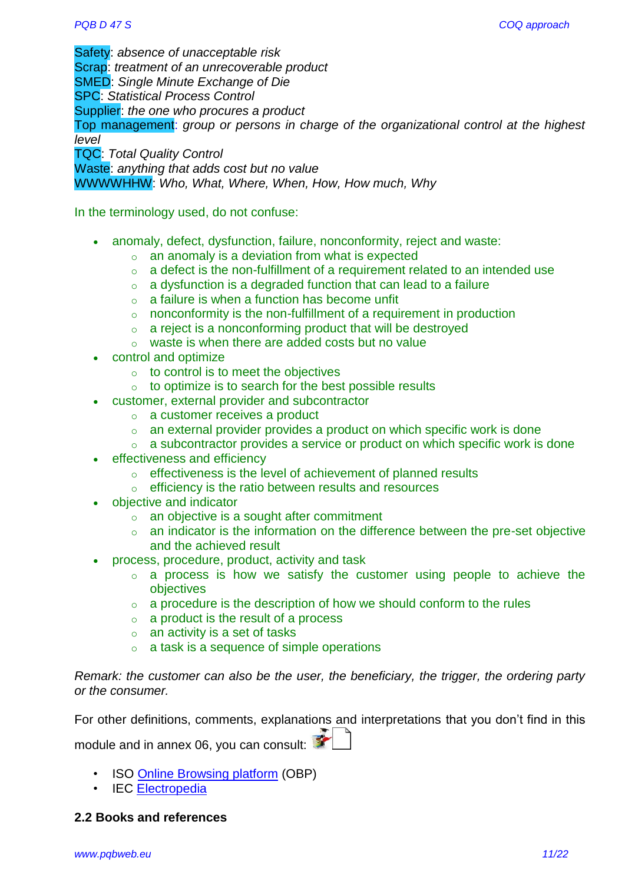**Safety**: *absence of unacceptable risk*
**Scrap**: *treatment of an unrecoverable product*
**SMED**: *Single Minute Exchange of Die*
**SPC**: *Statistical Process Control*
**Supplier**: *the one who procures a product*
**Top management**: *group or persons in charge of the organizational control at the highest level*
**TQC**: *Total Quality Control*
**Waste**: *anything that adds cost but no value*
**WWWWHHW**: *Who, What, Where, When, How, How much, Why*

In the terminology used, do not confuse:

- anomaly, defect, dysfunction, failure, nonconformity, reject and waste:
  - an anomaly is a deviation from what is expected
  - a defect is the non-fulfillment of a requirement related to an intended use
  - a dysfunction is a degraded function that can lead to a failure
  - a failure is when a function has become unfit
  - nonconformity is the non-fulfillment of a requirement in production
  - a reject is a nonconforming product that will be destroyed
  - waste is when there are added costs but no value
- control and optimize
  - to control is to meet the objectives
  - to optimize is to search for the best possible results
- customer, external provider and subcontractor
  - a customer receives a product
  - an external provider provides a product on which specific work is done
  - a subcontractor provides a service or product on which specific work is done
- effectiveness and efficiency
  - effectiveness is the level of achievement of planned results
  - efficiency is the ratio between results and resources
- objective and indicator
  - an objective is a sought after commitment
  - an indicator is the information on the difference between the pre-set objective and the achieved result
- process, procedure, product, activity and task
  - a process is how we satisfy the customer using people to achieve the objectives
  - a procedure is the description of how we should conform to the rules
  - a product is the result of a process
  - an activity is a set of tasks
  - a task is a sequence of simple operations

*Remark: the customer can also be the user, the beneficiary, the trigger, the ordering party or the consumer.*

For other definitions, comments, explanations and interpretations that you don't find in this module and in annex 06, you can consult:

- ISO Online Browsing platform (OBP)
- IEC Electropedia

### 2.2 Books and references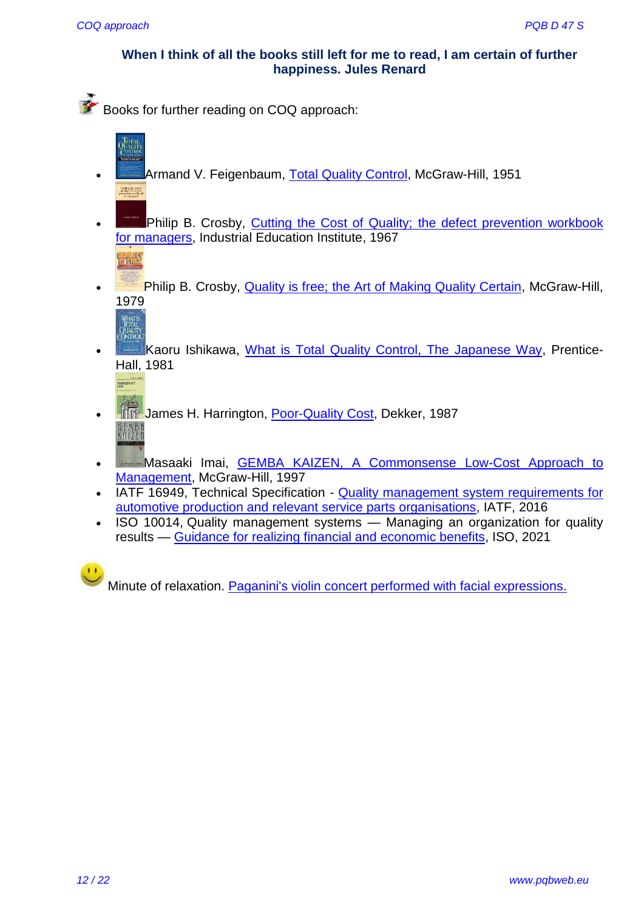**When I think of all the books still left for me to read, I am certain of further happiness. Jules Renard**

Books for further reading on COQ approach:

- Armand V. Feigenbaum, Total Quality Control, McGraw-Hill, 1951
- Philip B. Crosby, Cutting the Cost of Quality; the defect prevention workbook for managers, Industrial Education Institute, 1967
- Philip B. Crosby, Quality is free; the Art of Making Quality Certain, McGraw-Hill, 1979
- Kaoru Ishikawa, What is Total Quality Control, The Japanese Way, Prentice-Hall, 1981
- James H. Harrington, Poor-Quality Cost, Dekker, 1987
- Masaaki Imai, GEMBA KAIZEN, A Commonsense Low-Cost Approach to Management, McGraw-Hill, 1997
- IATF 16949, Technical Specification - Quality management system requirements for automotive production and relevant service parts organisations, IATF, 2016
- ISO 10014, Quality management systems — Managing an organization for quality results — Guidance for realizing financial and economic benefits, ISO, 2021

Minute of relaxation. Paganini's violin concert performed with facial expressions.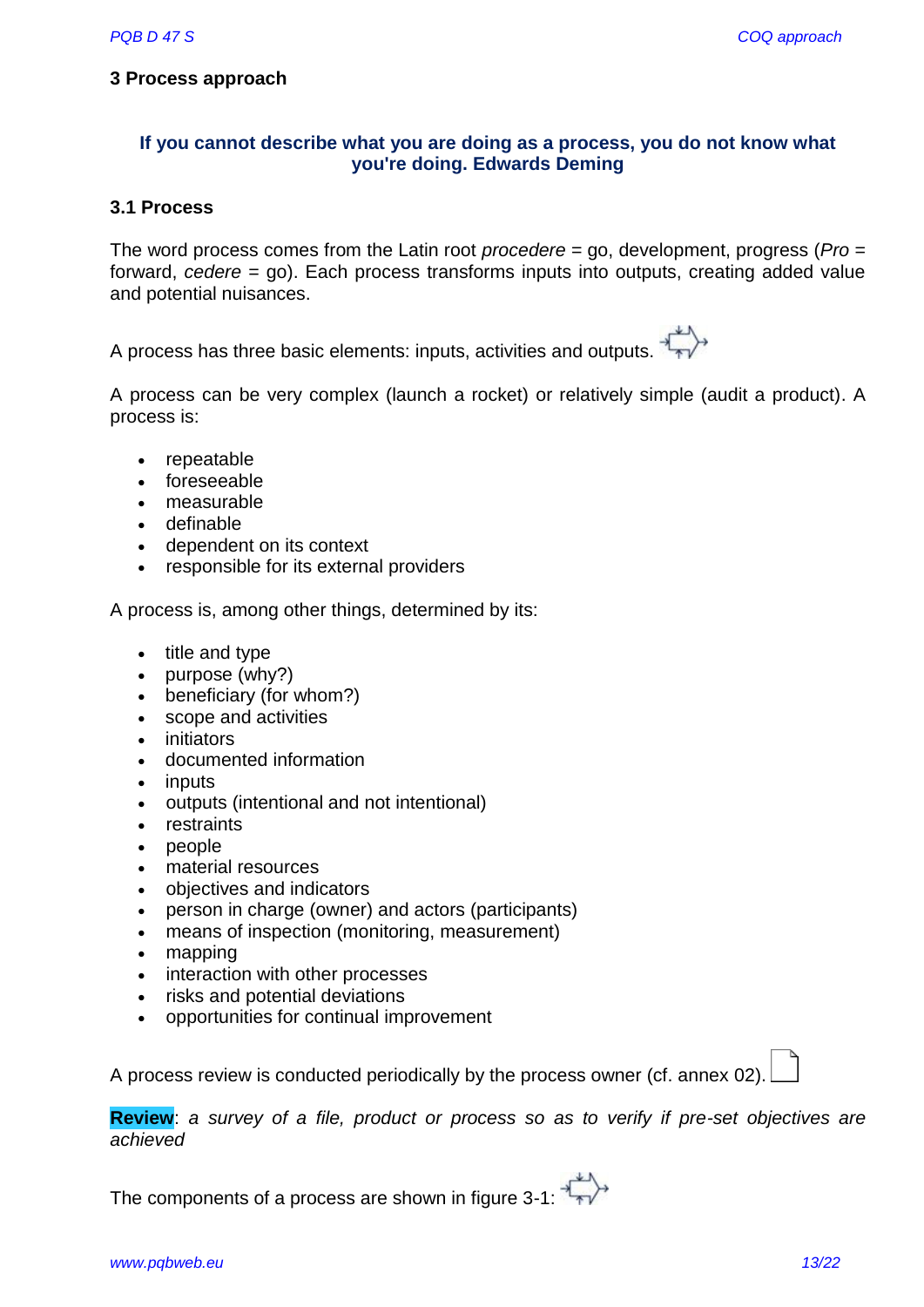## 3 Process approach

**If you cannot describe what you are doing as a process, you do not know what you're doing. Edwards Deming**

### 3.1 Process

The word process comes from the Latin root *procedere* = go, development, progress (*Pro* = forward, *cedere* = go). Each process transforms inputs into outputs, creating added value and potential nuisances.

A process has three basic elements: inputs, activities and outputs.

A process can be very complex (launch a rocket) or relatively simple (audit a product). A process is:

- repeatable
- foreseeable
- measurable
- definable
- dependent on its context
- responsible for its external providers

A process is, among other things, determined by its:

- title and type
- purpose (why?)
- beneficiary (for whom?)
- scope and activities
- initiators
- documented information
- inputs
- outputs (intentional and not intentional)
- restraints
- people
- material resources
- objectives and indicators
- person in charge (owner) and actors (participants)
- means of inspection (monitoring, measurement)
- mapping
- interaction with other processes
- risks and potential deviations
- opportunities for continual improvement

A process review is conducted periodically by the process owner (cf. annex 02).

**Review**: *a survey of a file, product or process so as to verify if pre-set objectives are achieved*

The components of a process are shown in figure 3-1: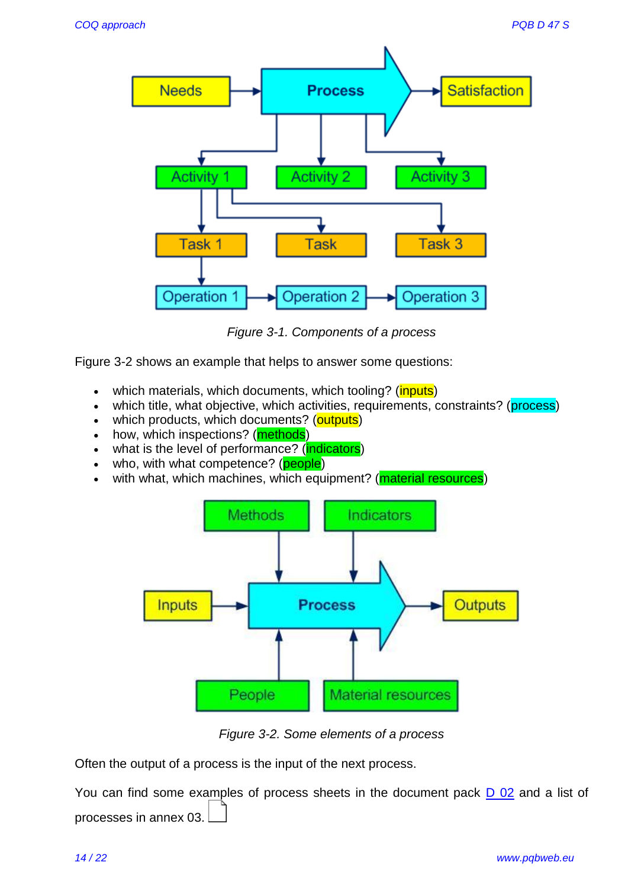Needs → Process → Satisfaction

Activity 1 | Activity 2 | Activity 3

Task 1 | Task | Task 3

Operation 1 → Operation 2 → Operation 3

*Figure 3-1. Components of a process*

Figure 3-2 shows an example that helps to answer some questions:

- which materials, which documents, which tooling? (inputs)
- which title, what objective, which activities, requirements, constraints? (process)
- which products, which documents? (outputs)
- how, which inspections? (methods)
- what is the level of performance? (indicators)
- who, with what competence? (people)
- with what, which machines, which equipment? (material resources)

Methods | Indicators

Inputs → Process → Outputs

People | Material resources

*Figure 3-2. Some elements of a process*

Often the output of a process is the input of the next process.

You can find some examples of process sheets in the document pack D 02 and a list of processes in annex 03.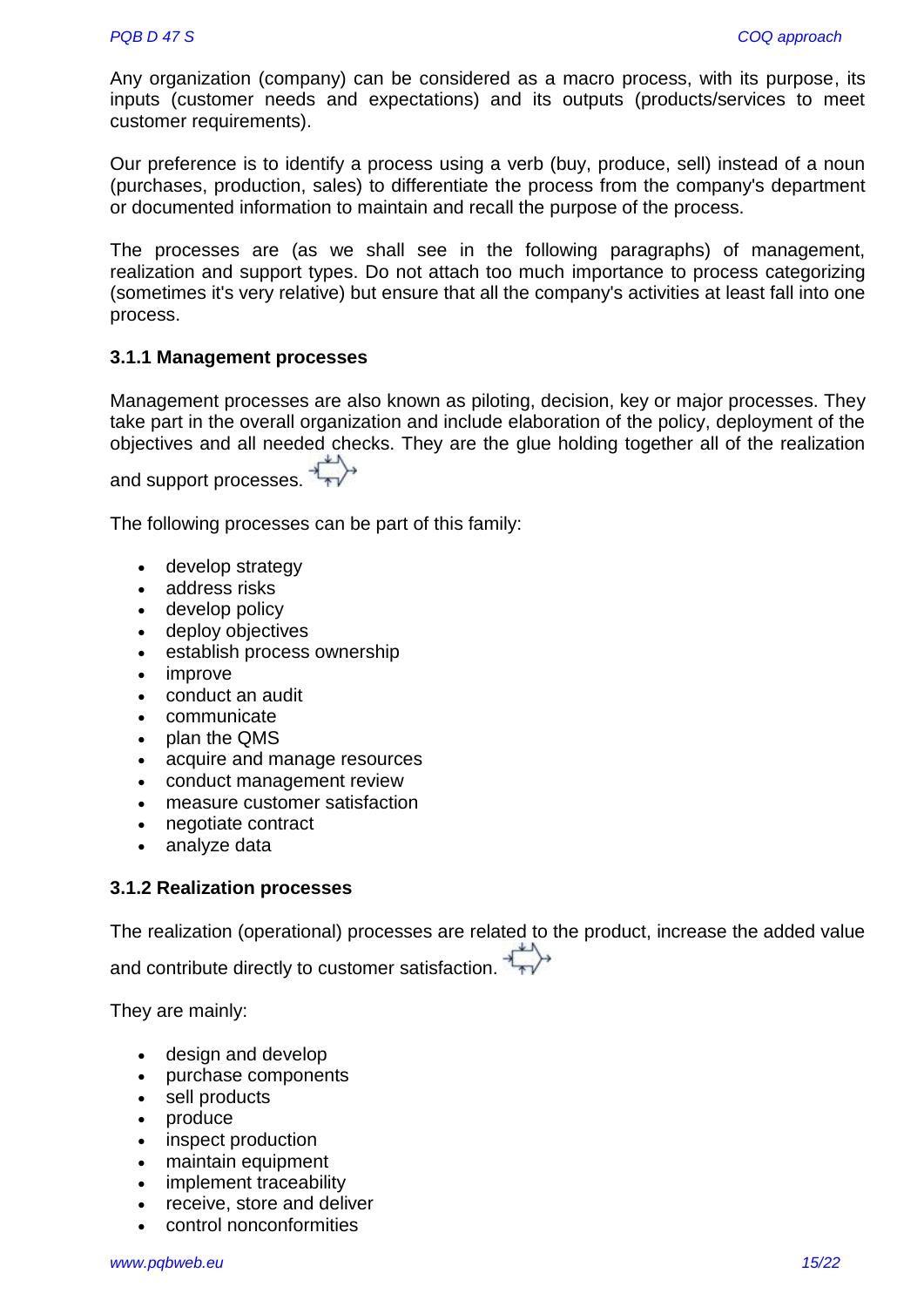Any organization (company) can be considered as a macro process, with its purpose, its inputs (customer needs and expectations) and its outputs (products/services to meet customer requirements).

Our preference is to identify a process using a verb (buy, produce, sell) instead of a noun (purchases, production, sales) to differentiate the process from the company's department or documented information to maintain and recall the purpose of the process.

The processes are (as we shall see in the following paragraphs) of management, realization and support types. Do not attach too much importance to process categorizing (sometimes it's very relative) but ensure that all the company's activities at least fall into one process.

### 3.1.1 Management processes

Management processes are also known as piloting, decision, key or major processes. They take part in the overall organization and include elaboration of the policy, deployment of the objectives and all needed checks. They are the glue holding together all of the realization and support processes.

The following processes can be part of this family:

- develop strategy
- address risks
- develop policy
- deploy objectives
- establish process ownership
- improve
- conduct an audit
- communicate
- plan the QMS
- acquire and manage resources
- conduct management review
- measure customer satisfaction
- negotiate contract
- analyze data

### 3.1.2 Realization processes

The realization (operational) processes are related to the product, increase the added value and contribute directly to customer satisfaction.

They are mainly:

- design and develop
- purchase components
- sell products
- produce
- inspect production
- maintain equipment
- implement traceability
- receive, store and deliver
- control nonconformities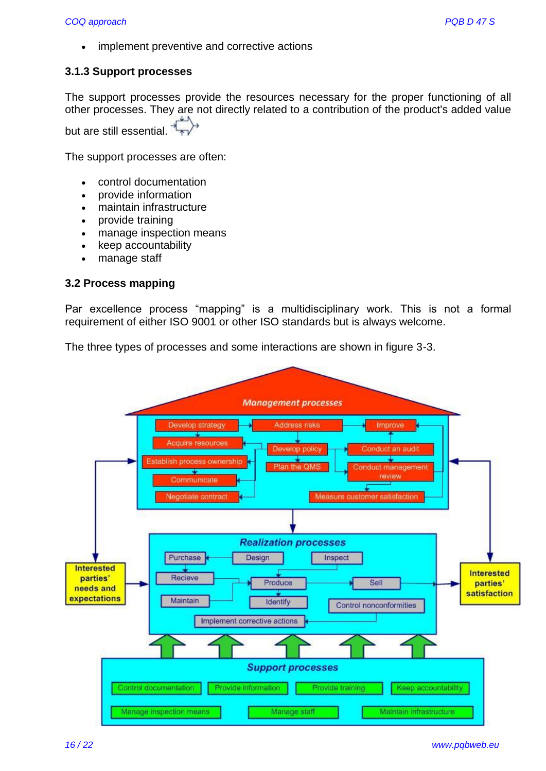- implement preventive and corrective actions

### 3.1.3 Support processes

The support processes provide the resources necessary for the proper functioning of all other processes. They are not directly related to a contribution of the product's added value but are still essential.

The support processes are often:

- control documentation
- provide information
- maintain infrastructure
- provide training
- manage inspection means
- keep accountability
- manage staff

## 3.2 Process mapping

Par excellence process “mapping” is a multidisciplinary work. This is not a formal requirement of either ISO 9001 or other ISO standards but is always welcome.

The three types of processes and some interactions are shown in figure 3-3.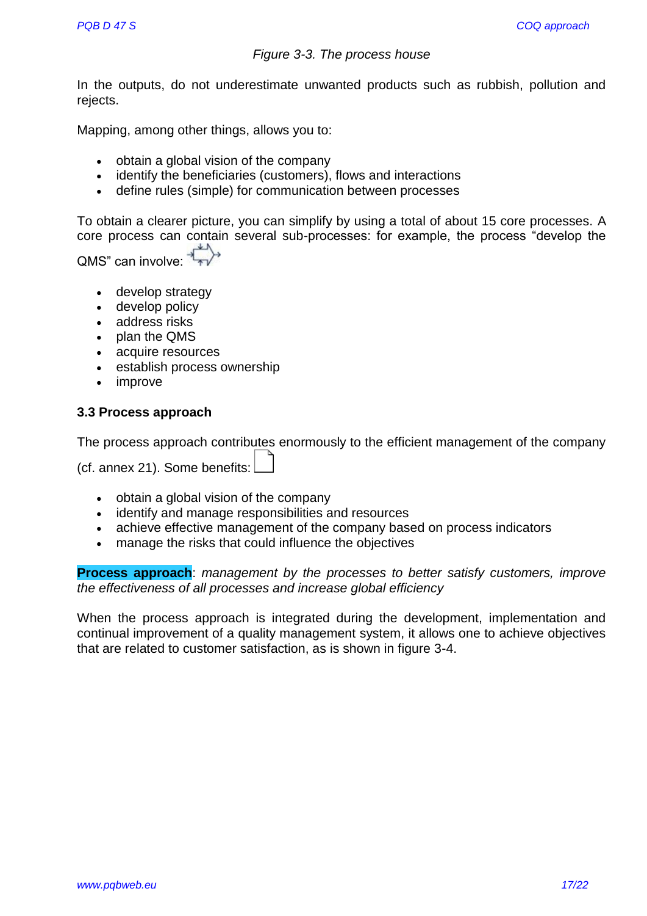*Figure 3-3. The process house*

In the outputs, do not underestimate unwanted products such as rubbish, pollution and rejects.

Mapping, among other things, allows you to:

- obtain a global vision of the company
- identify the beneficiaries (customers), flows and interactions
- define rules (simple) for communication between processes

To obtain a clearer picture, you can simplify by using a total of about 15 core processes. A core process can contain several sub-processes: for example, the process "develop the QMS" can involve:

- develop strategy
- develop policy
- address risks
- plan the QMS
- acquire resources
- establish process ownership
- improve

### 3.3 Process approach

The process approach contributes enormously to the efficient management of the company (cf. annex 21). Some benefits:

- obtain a global vision of the company
- identify and manage responsibilities and resources
- achieve effective management of the company based on process indicators
- manage the risks that could influence the objectives

**Process approach**: *management by the processes to better satisfy customers, improve the effectiveness of all processes and increase global efficiency*

When the process approach is integrated during the development, implementation and continual improvement of a quality management system, it allows one to achieve objectives that are related to customer satisfaction, as is shown in figure 3-4.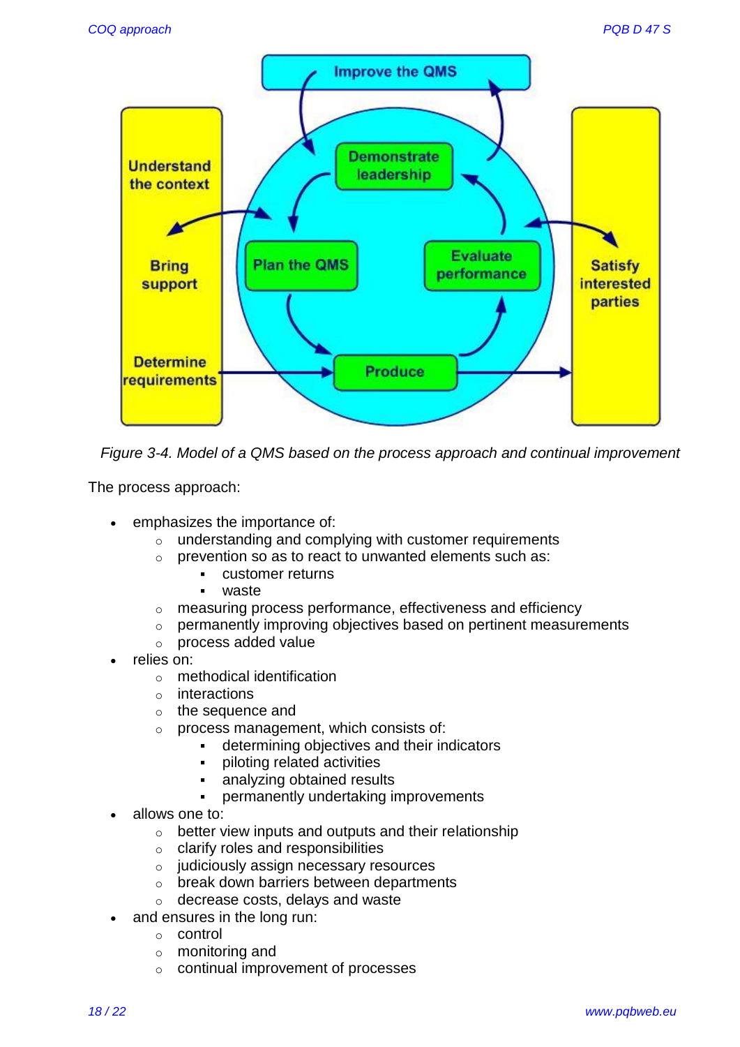Figure 3-4. Model of a QMS based on the process approach and continual improvement

The process approach:

- emphasizes the importance of:
  - understanding and complying with customer requirements
  - prevention so as to react to unwanted elements such as:
    - customer returns
    - waste
  - measuring process performance, effectiveness and efficiency
  - permanently improving objectives based on pertinent measurements
  - process added value
- relies on:
  - methodical identification
  - interactions
  - the sequence and
  - process management, which consists of:
    - determining objectives and their indicators
    - piloting related activities
    - analyzing obtained results
    - permanently undertaking improvements
- allows one to:
  - better view inputs and outputs and their relationship
  - clarify roles and responsibilities
  - judiciously assign necessary resources
  - break down barriers between departments
  - decrease costs, delays and waste
- and ensures in the long run:
  - control
  - monitoring and
  - continual improvement of processes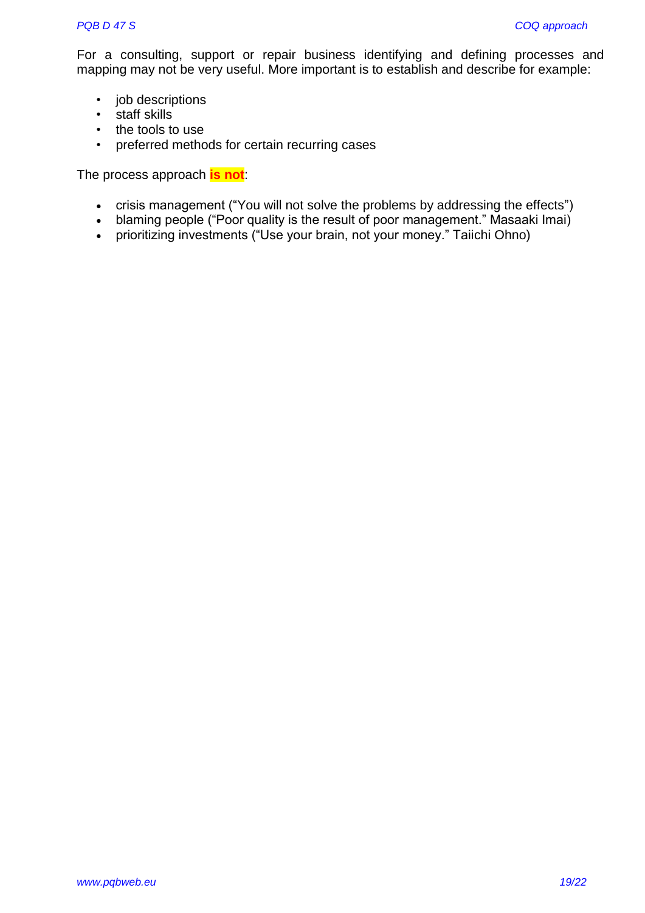For a consulting, support or repair business identifying and defining processes and mapping may not be very useful. More important is to establish and describe for example:

- job descriptions
- staff skills
- the tools to use
- preferred methods for certain recurring cases

The process approach **is not**:

- crisis management (“You will not solve the problems by addressing the effects”)
- blaming people (“Poor quality is the result of poor management.” Masaaki Imai)
- prioritizing investments (“Use your brain, not your money.” Taiichi Ohno)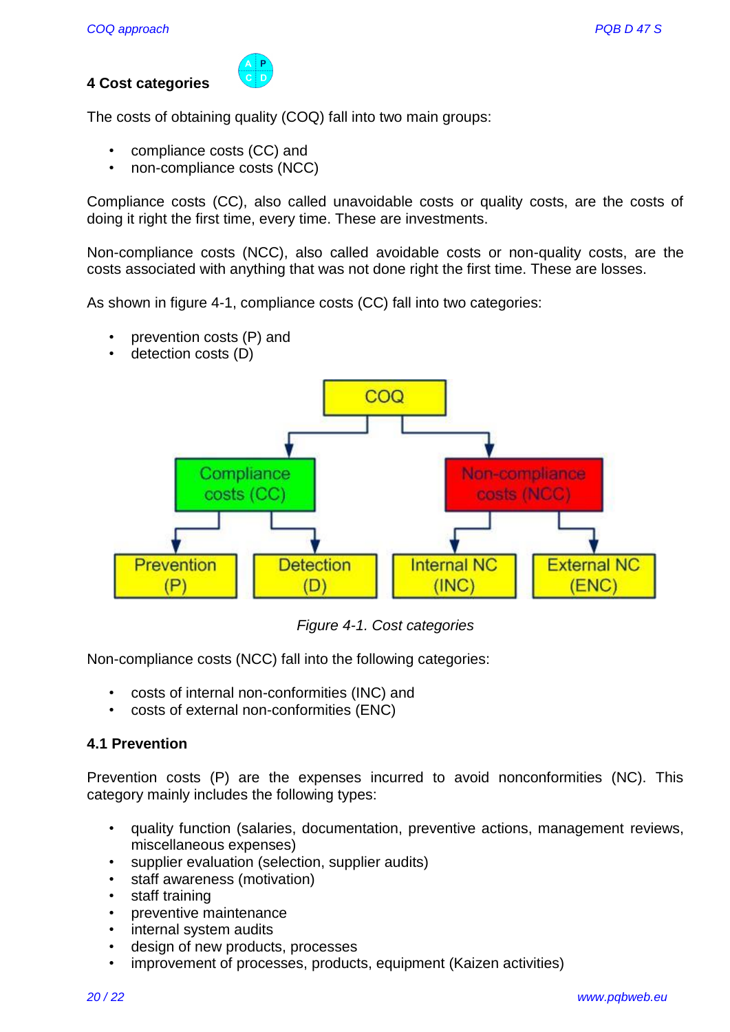## 4 Cost categories

The costs of obtaining quality (COQ) fall into two main groups:

- compliance costs (CC) and
- non-compliance costs (NCC)

Compliance costs (CC), also called unavoidable costs or quality costs, are the costs of doing it right the first time, every time. These are investments.

Non-compliance costs (NCC), also called avoidable costs or non-quality costs, are the costs associated with anything that was not done right the first time. These are losses.

As shown in figure 4-1, compliance costs (CC) fall into two categories:

- prevention costs (P) and
- detection costs (D)

*Figure 4-1. Cost categories*

Non-compliance costs (NCC) fall into the following categories:

- costs of internal non-conformities (INC) and
- costs of external non-conformities (ENC)

### 4.1 Prevention

Prevention costs (P) are the expenses incurred to avoid nonconformities (NC). This category mainly includes the following types:

- quality function (salaries, documentation, preventive actions, management reviews, miscellaneous expenses)
- supplier evaluation (selection, supplier audits)
- staff awareness (motivation)
- staff training
- preventive maintenance
- internal system audits
- design of new products, processes
- improvement of processes, products, equipment (Kaizen activities)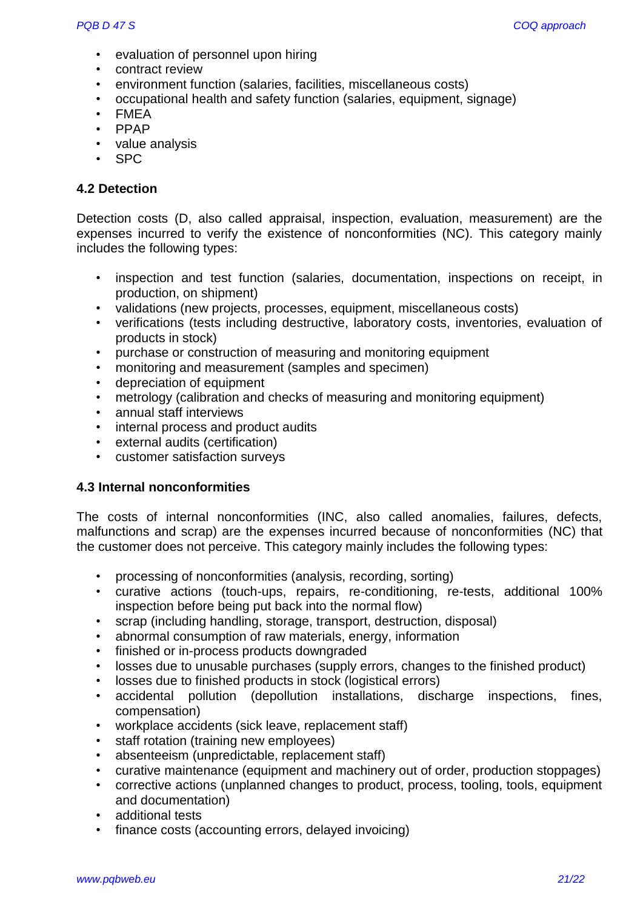- evaluation of personnel upon hiring
- contract review
- environment function (salaries, facilities, miscellaneous costs)
- occupational health and safety function (salaries, equipment, signage)
- FMEA
- PPAP
- value analysis
- SPC

### 4.2 Detection

Detection costs (D, also called appraisal, inspection, evaluation, measurement) are the expenses incurred to verify the existence of nonconformities (NC). This category mainly includes the following types:

- inspection and test function (salaries, documentation, inspections on receipt, in production, on shipment)
- validations (new projects, processes, equipment, miscellaneous costs)
- verifications (tests including destructive, laboratory costs, inventories, evaluation of products in stock)
- purchase or construction of measuring and monitoring equipment
- monitoring and measurement (samples and specimen)
- depreciation of equipment
- metrology (calibration and checks of measuring and monitoring equipment)
- annual staff interviews
- internal process and product audits
- external audits (certification)
- customer satisfaction surveys

### 4.3 Internal nonconformities

The costs of internal nonconformities (INC, also called anomalies, failures, defects, malfunctions and scrap) are the expenses incurred because of nonconformities (NC) that the customer does not perceive. This category mainly includes the following types:

- processing of nonconformities (analysis, recording, sorting)
- curative actions (touch-ups, repairs, re-conditioning, re-tests, additional 100% inspection before being put back into the normal flow)
- scrap (including handling, storage, transport, destruction, disposal)
- abnormal consumption of raw materials, energy, information
- finished or in-process products downgraded
- losses due to unusable purchases (supply errors, changes to the finished product)
- losses due to finished products in stock (logistical errors)
- accidental pollution (depollution installations, discharge inspections, fines, compensation)
- workplace accidents (sick leave, replacement staff)
- staff rotation (training new employees)
- absenteeism (unpredictable, replacement staff)
- curative maintenance (equipment and machinery out of order, production stoppages)
- corrective actions (unplanned changes to product, process, tooling, tools, equipment and documentation)
- additional tests
- finance costs (accounting errors, delayed invoicing)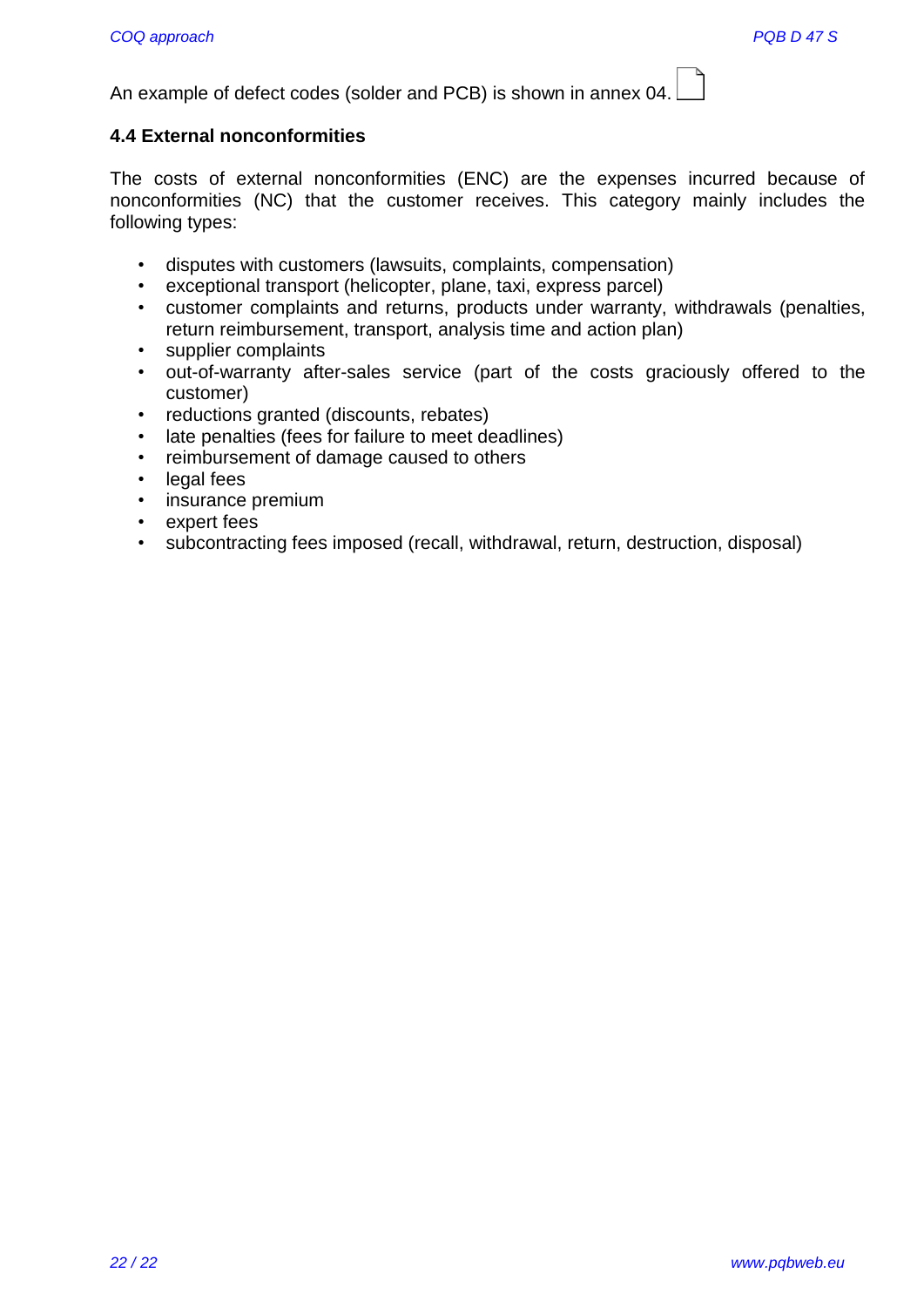An example of defect codes (solder and PCB) is shown in annex 04.

### 4.4 External nonconformities

The costs of external nonconformities (ENC) are the expenses incurred because of nonconformities (NC) that the customer receives. This category mainly includes the following types:

- disputes with customers (lawsuits, complaints, compensation)
- exceptional transport (helicopter, plane, taxi, express parcel)
- customer complaints and returns, products under warranty, withdrawals (penalties, return reimbursement, transport, analysis time and action plan)
- supplier complaints
- out-of-warranty after-sales service (part of the costs graciously offered to the customer)
- reductions granted (discounts, rebates)
- late penalties (fees for failure to meet deadlines)
- reimbursement of damage caused to others
- legal fees
- insurance premium
- expert fees
- subcontracting fees imposed (recall, withdrawal, return, destruction, disposal)